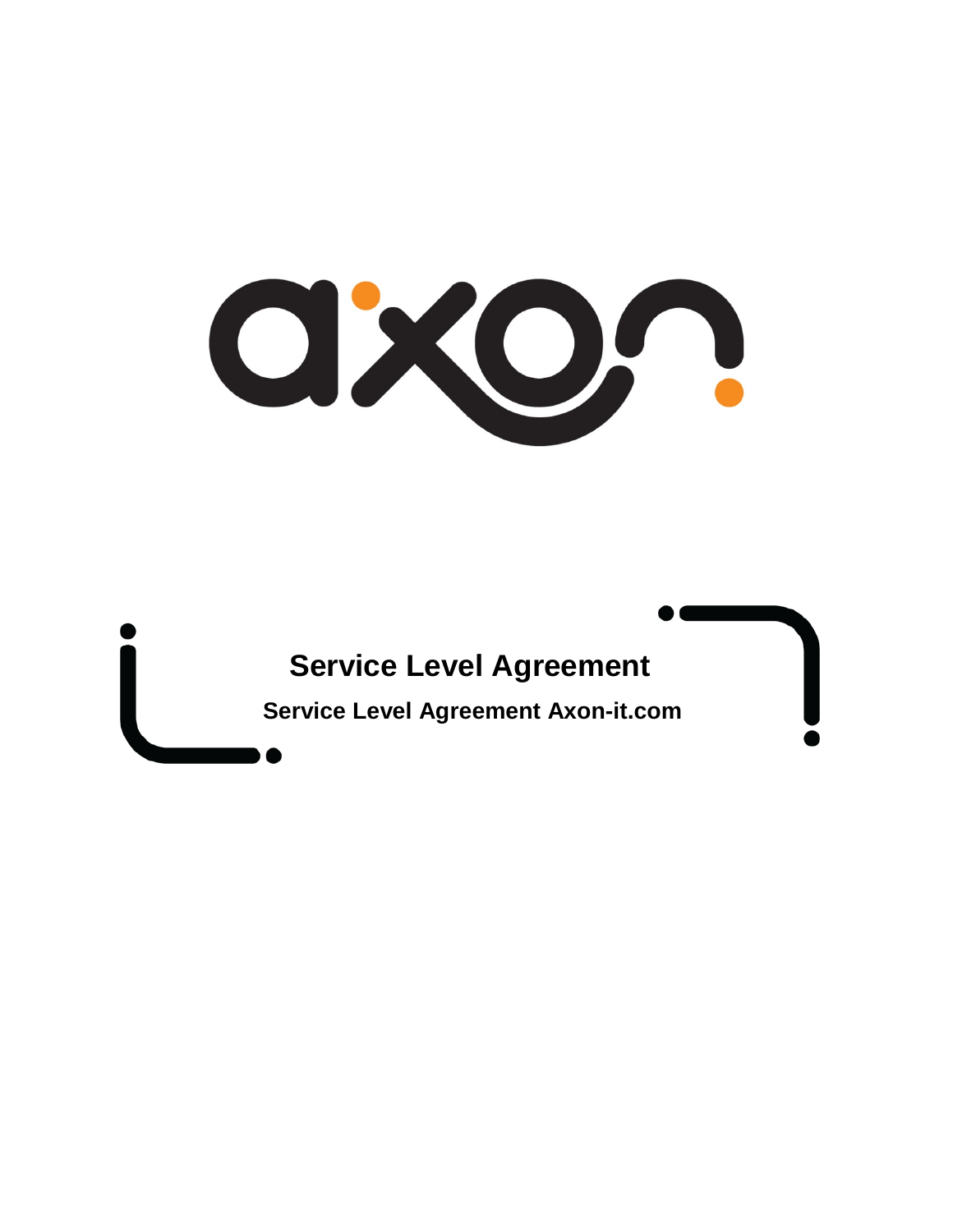# Service Level Agreement

**Service Level Agreement Axon-it.com**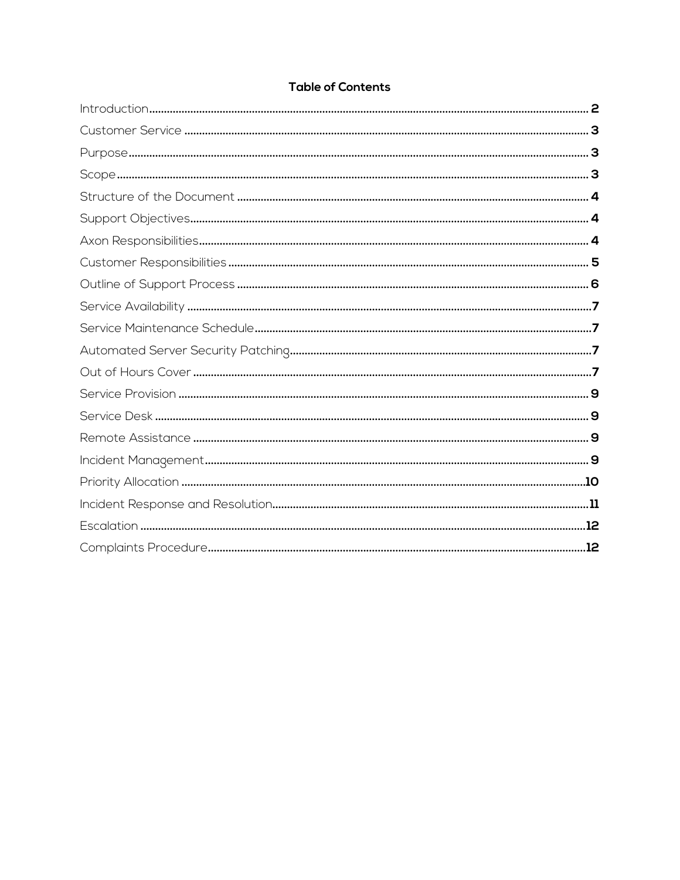## Table of Contents

| | |
|---|---|
| Introduction | 2 |
| Customer Service | 3 |
| Purpose | 3 |
| Scope | 3 |
| Structure of the Document | 4 |
| Support Objectives | 4 |
| Axon Responsibilities | 4 |
| Customer Responsibilities | 5 |
| Outline of Support Process | 6 |
| Service Availability | 7 |
| Service Maintenance Schedule | 7 |
| Automated Server Security Patching | 7 |
| Out of Hours Cover | 7 |
| Service Provision | 9 |
| Service Desk | 9 |
| Remote Assistance | 9 |
| Incident Management | 9 |
| Priority Allocation | 10 |
| Incident Response and Resolution | 11 |
| Escalation | 12 |
| Complaints Procedure | 12 |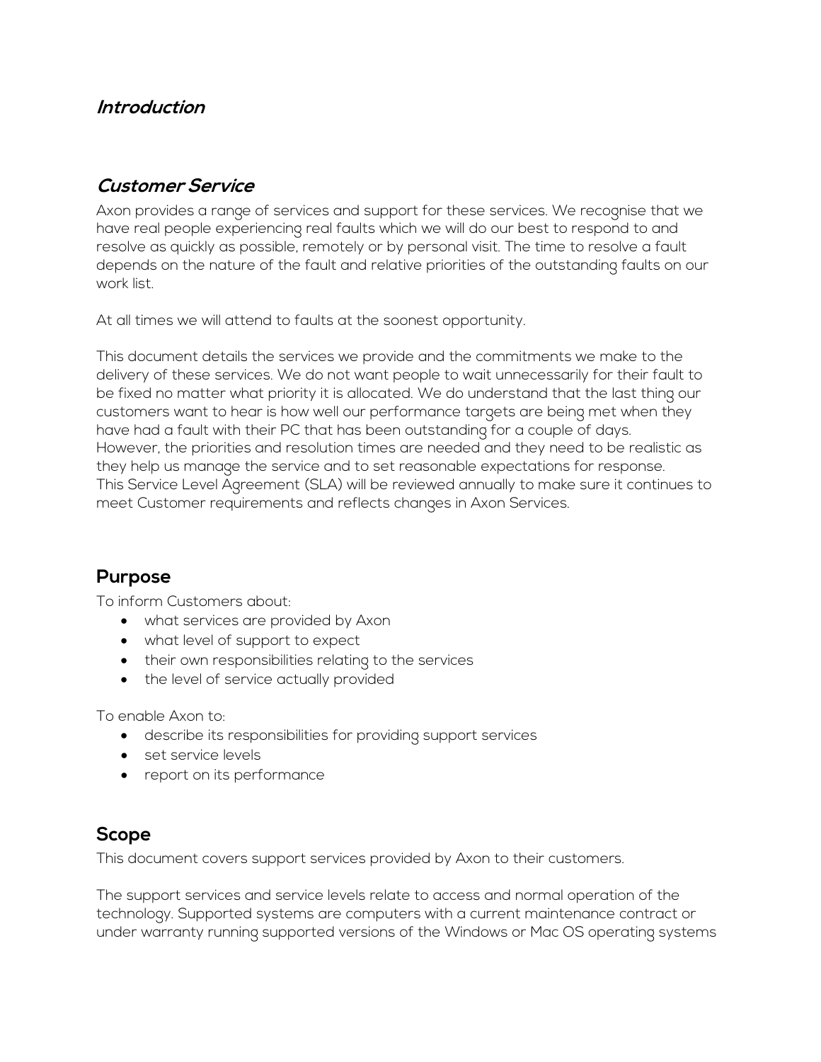## *Introduction*

## *Customer Service*

Axon provides a range of services and support for these services. We recognise that we have real people experiencing real faults which we will do our best to respond to and resolve as quickly as possible, remotely or by personal visit. The time to resolve a fault depends on the nature of the fault and relative priorities of the outstanding faults on our work list.

At all times we will attend to faults at the soonest opportunity.

This document details the services we provide and the commitments we make to the delivery of these services. We do not want people to wait unnecessarily for their fault to be fixed no matter what priority it is allocated. We do understand that the last thing our customers want to hear is how well our performance targets are being met when they have had a fault with their PC that has been outstanding for a couple of days. However, the priorities and resolution times are needed and they need to be realistic as they help us manage the service and to set reasonable expectations for response. This Service Level Agreement (SLA) will be reviewed annually to make sure it continues to meet Customer requirements and reflects changes in Axon Services.

## Purpose

To inform Customers about:

- what services are provided by Axon
- what level of support to expect
- their own responsibilities relating to the services
- the level of service actually provided

To enable Axon to:

- describe its responsibilities for providing support services
- set service levels
- report on its performance

## Scope

This document covers support services provided by Axon to their customers.

The support services and service levels relate to access and normal operation of the technology. Supported systems are computers with a current maintenance contract or under warranty running supported versions of the Windows or Mac OS operating systems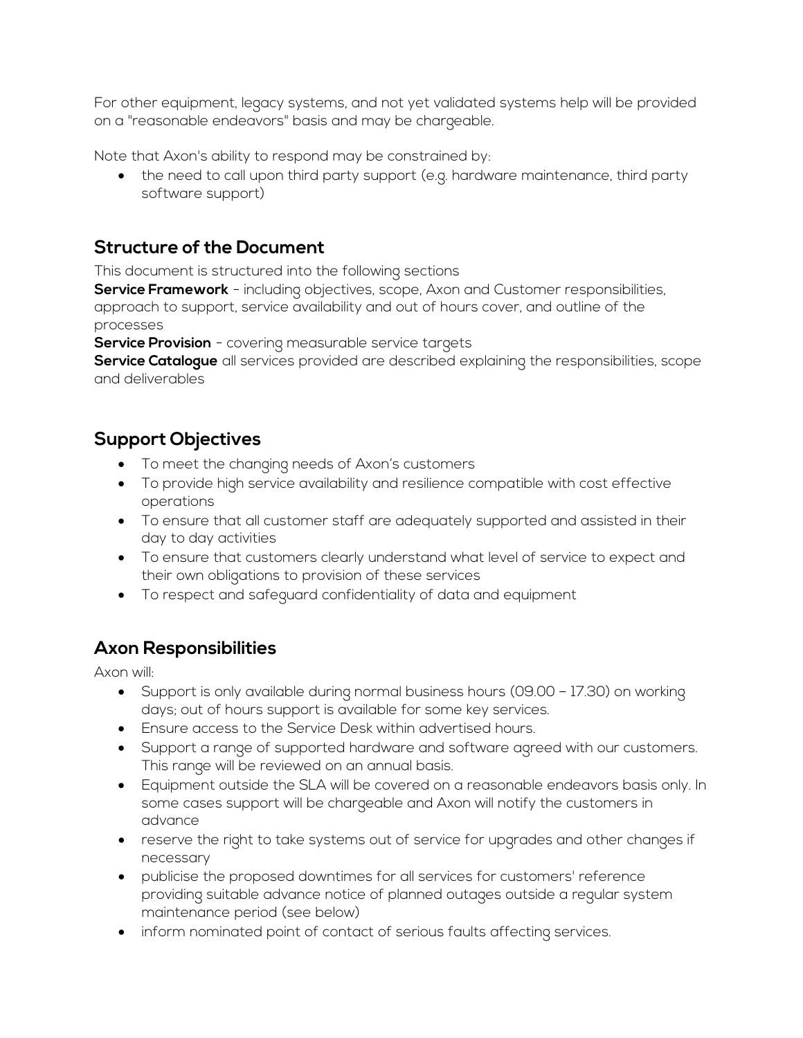For other equipment, legacy systems, and not yet validated systems help will be provided on a "reasonable endeavors" basis and may be chargeable.

Note that Axon's ability to respond may be constrained by:

- the need to call upon third party support (e.g. hardware maintenance, third party software support)

## Structure of the Document

This document is structured into the following sections

**Service Framework** - including objectives, scope, Axon and Customer responsibilities, approach to support, service availability and out of hours cover, and outline of the processes

**Service Provision** - covering measurable service targets

**Service Catalogue** all services provided are described explaining the responsibilities, scope and deliverables

## Support Objectives

- To meet the changing needs of Axon's customers
- To provide high service availability and resilience compatible with cost effective operations
- To ensure that all customer staff are adequately supported and assisted in their day to day activities
- To ensure that customers clearly understand what level of service to expect and their own obligations to provision of these services
- To respect and safeguard confidentiality of data and equipment

## Axon Responsibilities

Axon will:

- Support is only available during normal business hours (09.00 – 17.30) on working days; out of hours support is available for some key services.
- Ensure access to the Service Desk within advertised hours.
- Support a range of supported hardware and software agreed with our customers. This range will be reviewed on an annual basis.
- Equipment outside the SLA will be covered on a reasonable endeavors basis only. In some cases support will be chargeable and Axon will notify the customers in advance
- reserve the right to take systems out of service for upgrades and other changes if necessary
- publicise the proposed downtimes for all services for customers' reference providing suitable advance notice of planned outages outside a regular system maintenance period (see below)
- inform nominated point of contact of serious faults affecting services.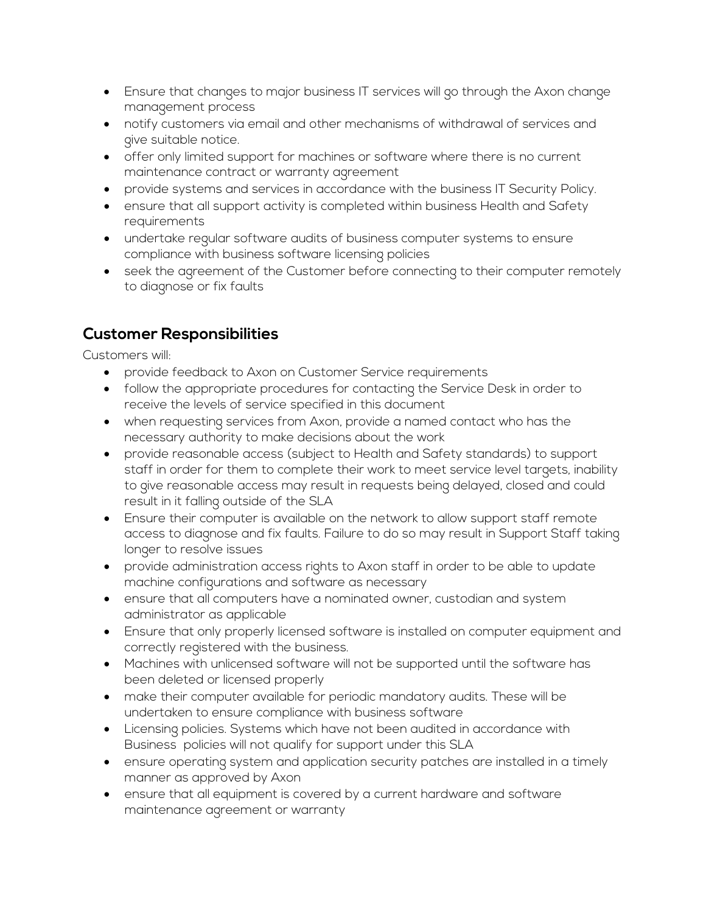- Ensure that changes to major business IT services will go through the Axon change management process
- notify customers via email and other mechanisms of withdrawal of services and give suitable notice.
- offer only limited support for machines or software where there is no current maintenance contract or warranty agreement
- provide systems and services in accordance with the business IT Security Policy.
- ensure that all support activity is completed within business Health and Safety requirements
- undertake regular software audits of business computer systems to ensure compliance with business software licensing policies
- seek the agreement of the Customer before connecting to their computer remotely to diagnose or fix faults

## Customer Responsibilities

Customers will:

- provide feedback to Axon on Customer Service requirements
- follow the appropriate procedures for contacting the Service Desk in order to receive the levels of service specified in this document
- when requesting services from Axon, provide a named contact who has the necessary authority to make decisions about the work
- provide reasonable access (subject to Health and Safety standards) to support staff in order for them to complete their work to meet service level targets, inability to give reasonable access may result in requests being delayed, closed and could result in it falling outside of the SLA
- Ensure their computer is available on the network to allow support staff remote access to diagnose and fix faults. Failure to do so may result in Support Staff taking longer to resolve issues
- provide administration access rights to Axon staff in order to be able to update machine configurations and software as necessary
- ensure that all computers have a nominated owner, custodian and system administrator as applicable
- Ensure that only properly licensed software is installed on computer equipment and correctly registered with the business.
- Machines with unlicensed software will not be supported until the software has been deleted or licensed properly
- make their computer available for periodic mandatory audits. These will be undertaken to ensure compliance with business software
- Licensing policies. Systems which have not been audited in accordance with Business policies will not qualify for support under this SLA
- ensure operating system and application security patches are installed in a timely manner as approved by Axon
- ensure that all equipment is covered by a current hardware and software maintenance agreement or warranty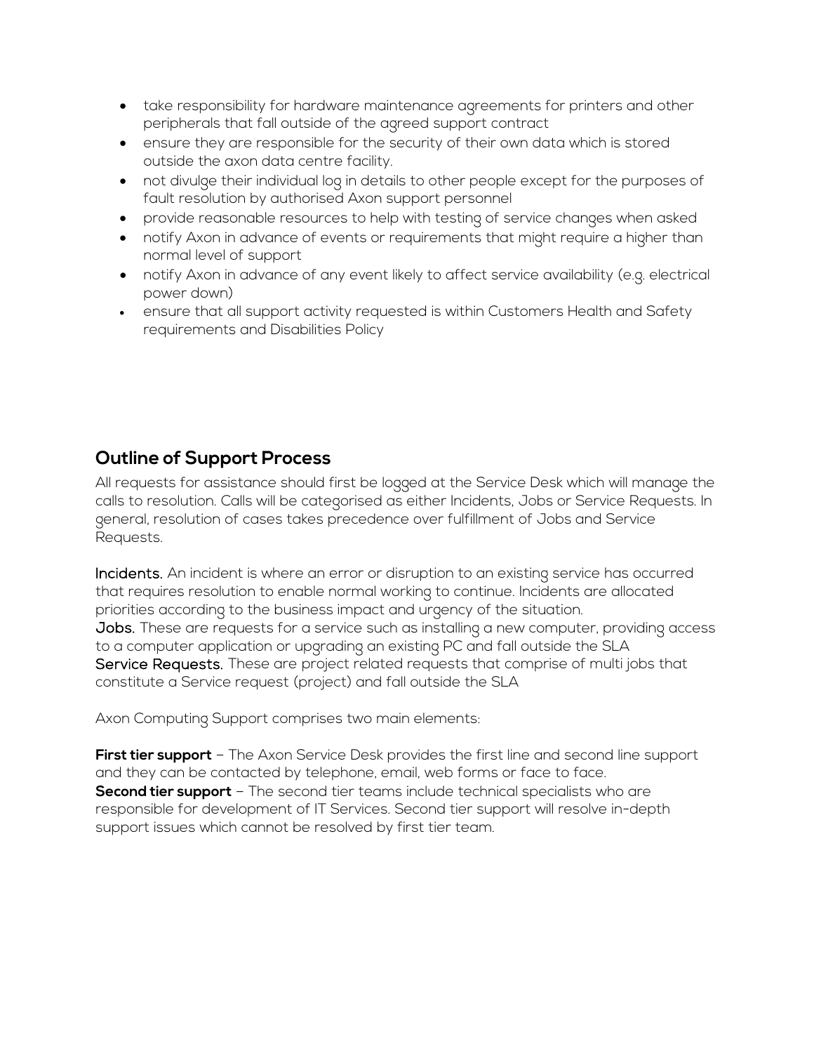- take responsibility for hardware maintenance agreements for printers and other peripherals that fall outside of the agreed support contract
- ensure they are responsible for the security of their own data which is stored outside the axon data centre facility.
- not divulge their individual log in details to other people except for the purposes of fault resolution by authorised Axon support personnel
- provide reasonable resources to help with testing of service changes when asked
- notify Axon in advance of events or requirements that might require a higher than normal level of support
- notify Axon in advance of any event likely to affect service availability (e.g. electrical power down)
- ensure that all support activity requested is within Customers Health and Safety requirements and Disabilities Policy

## Outline of Support Process

All requests for assistance should first be logged at the Service Desk which will manage the calls to resolution. Calls will be categorised as either Incidents, Jobs or Service Requests. In general, resolution of cases takes precedence over fulfillment of Jobs and Service Requests.

**Incidents.** An incident is where an error or disruption to an existing service has occurred that requires resolution to enable normal working to continue. Incidents are allocated priorities according to the business impact and urgency of the situation.
**Jobs.** These are requests for a service such as installing a new computer, providing access to a computer application or upgrading an existing PC and fall outside the SLA
**Service Requests.** These are project related requests that comprise of multi jobs that constitute a Service request (project) and fall outside the SLA

Axon Computing Support comprises two main elements:

**First tier support** – The Axon Service Desk provides the first line and second line support and they can be contacted by telephone, email, web forms or face to face.
**Second tier support** – The second tier teams include technical specialists who are responsible for development of IT Services. Second tier support will resolve in-depth support issues which cannot be resolved by first tier team.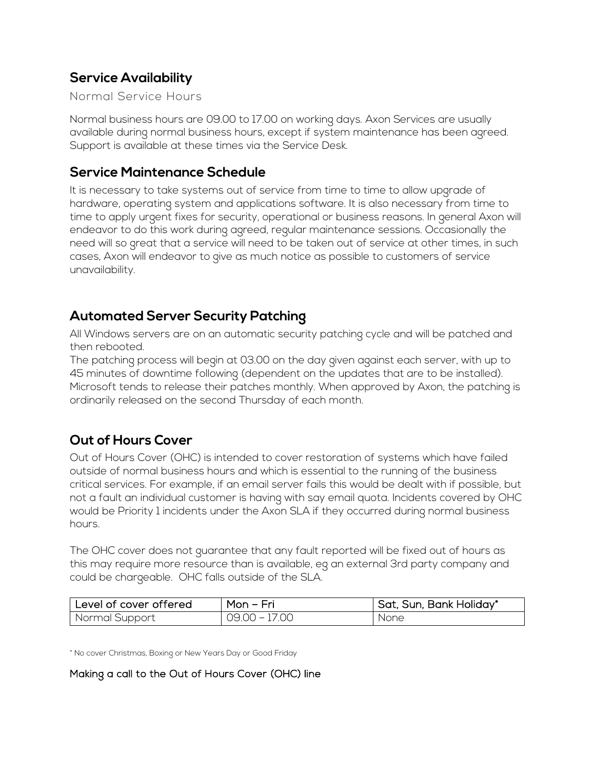## Service Availability

### Normal Service Hours

Normal business hours are 09.00 to 17.00 on working days. Axon Services are usually available during normal business hours, except if system maintenance has been agreed. Support is available at these times via the Service Desk.

## Service Maintenance Schedule

It is necessary to take systems out of service from time to time to allow upgrade of hardware, operating system and applications software. It is also necessary from time to time to apply urgent fixes for security, operational or business reasons. In general Axon will endeavor to do this work during agreed, regular maintenance sessions. Occasionally the need will so great that a service will need to be taken out of service at other times, in such cases, Axon will endeavor to give as much notice as possible to customers of service unavailability.

## Automated Server Security Patching

All Windows servers are on an automatic security patching cycle and will be patched and then rebooted.
The patching process will begin at 03.00 on the day given against each server, with up to 45 minutes of downtime following (dependent on the updates that are to be installed). Microsoft tends to release their patches monthly. When approved by Axon, the patching is ordinarily released on the second Thursday of each month.

## Out of Hours Cover

Out of Hours Cover (OHC) is intended to cover restoration of systems which have failed outside of normal business hours and which is essential to the running of the business critical services. For example, if an email server fails this would be dealt with if possible, but not a fault an individual customer is having with say email quota. Incidents covered by OHC would be Priority 1 incidents under the Axon SLA if they occurred during normal business hours.

The OHC cover does not guarantee that any fault reported will be fixed out of hours as this may require more resource than is available, eg an external 3rd party company and could be chargeable. OHC falls outside of the SLA.

| Level of cover offered | Mon – Fri | Sat, Sun, Bank Holiday* |
|---|---|---|
| Normal Support | 09.00 – 17.00 | None |

* No cover Christmas, Boxing or New Years Day or Good Friday

Making a call to the Out of Hours Cover (OHC) line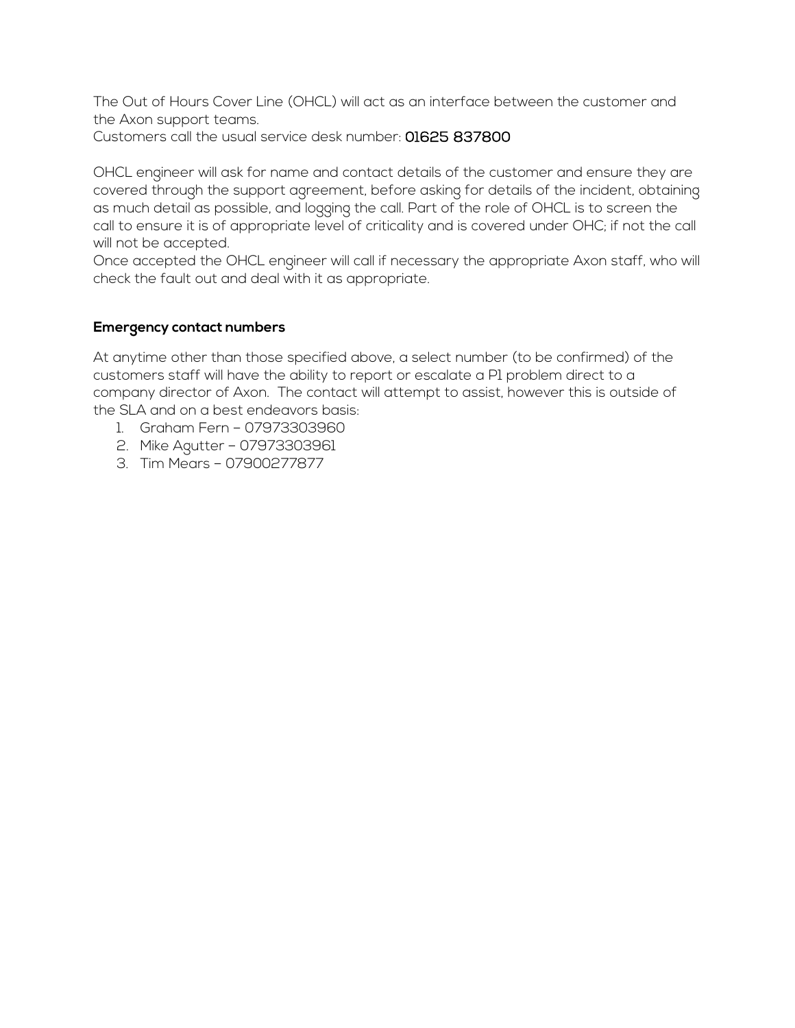The Out of Hours Cover Line (OHCL) will act as an interface between the customer and the Axon support teams.
Customers call the usual service desk number: **01625 837800**

OHCL engineer will ask for name and contact details of the customer and ensure they are covered through the support agreement, before asking for details of the incident, obtaining as much detail as possible, and logging the call. Part of the role of OHCL is to screen the call to ensure it is of appropriate level of criticality and is covered under OHC; if not the call will not be accepted.
Once accepted the OHCL engineer will call if necessary the appropriate Axon staff, who will check the fault out and deal with it as appropriate.

**Emergency contact numbers**

At anytime other than those specified above, a select number (to be confirmed) of the customers staff will have the ability to report or escalate a P1 problem direct to a company director of Axon. The contact will attempt to assist, however this is outside of the SLA and on a best endeavors basis:

1. Graham Fern – 07973303960
2. Mike Agutter – 07973303961
3. Tim Mears – 07900277877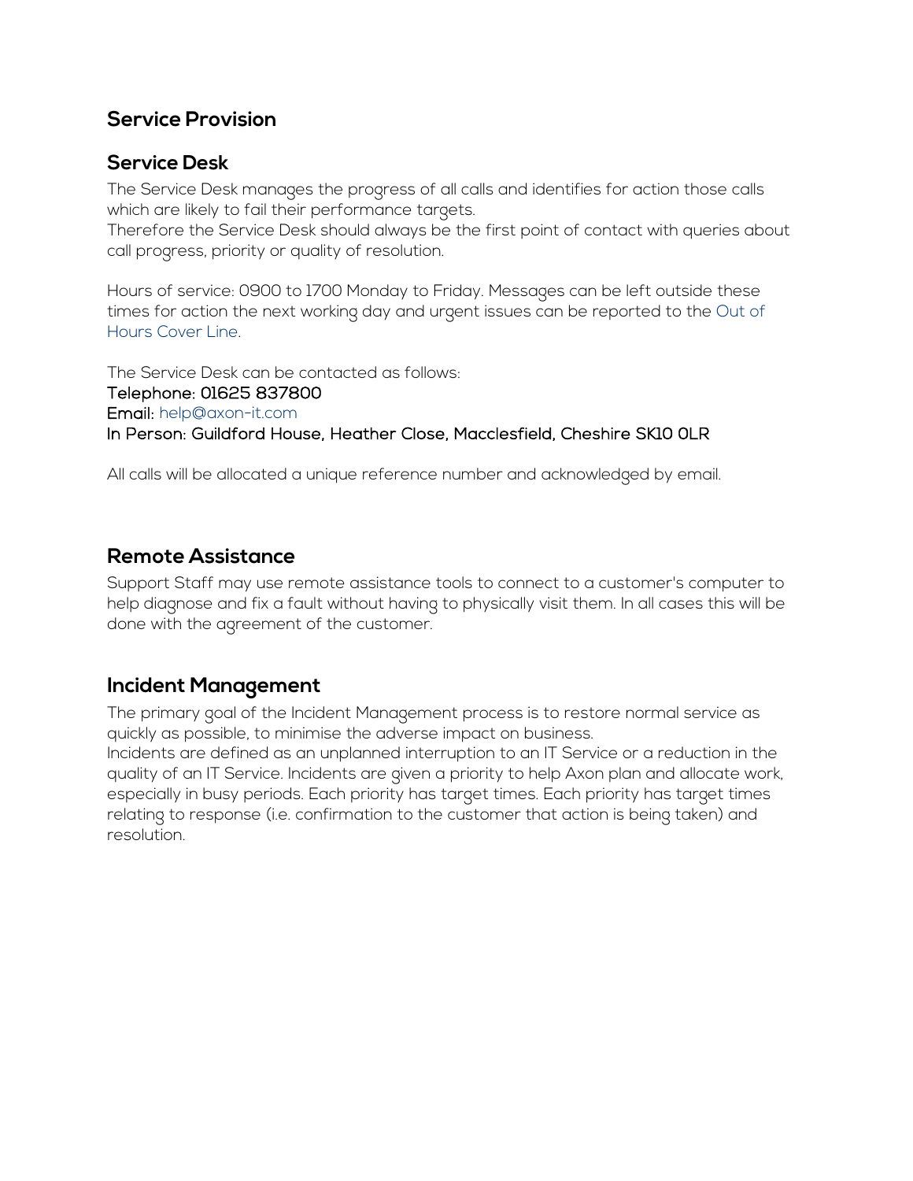## Service Provision

### Service Desk

The Service Desk manages the progress of all calls and identifies for action those calls which are likely to fail their performance targets.
Therefore the Service Desk should always be the first point of contact with queries about call progress, priority or quality of resolution.

Hours of service: 0900 to 1700 Monday to Friday. Messages can be left outside these times for action the next working day and urgent issues can be reported to the Out of Hours Cover Line.

The Service Desk can be contacted as follows:
**Telephone: 01625 837800**
**Email:** help@axon-it.com
**In Person: Guildford House, Heather Close, Macclesfield, Cheshire SK10 0LR**

All calls will be allocated a unique reference number and acknowledged by email.

## Remote Assistance

Support Staff may use remote assistance tools to connect to a customer's computer to help diagnose and fix a fault without having to physically visit them. In all cases this will be done with the agreement of the customer.

## Incident Management

The primary goal of the Incident Management process is to restore normal service as quickly as possible, to minimise the adverse impact on business.
Incidents are defined as an unplanned interruption to an IT Service or a reduction in the quality of an IT Service. Incidents are given a priority to help Axon plan and allocate work, especially in busy periods. Each priority has target times. Each priority has target times relating to response (i.e. confirmation to the customer that action is being taken) and resolution.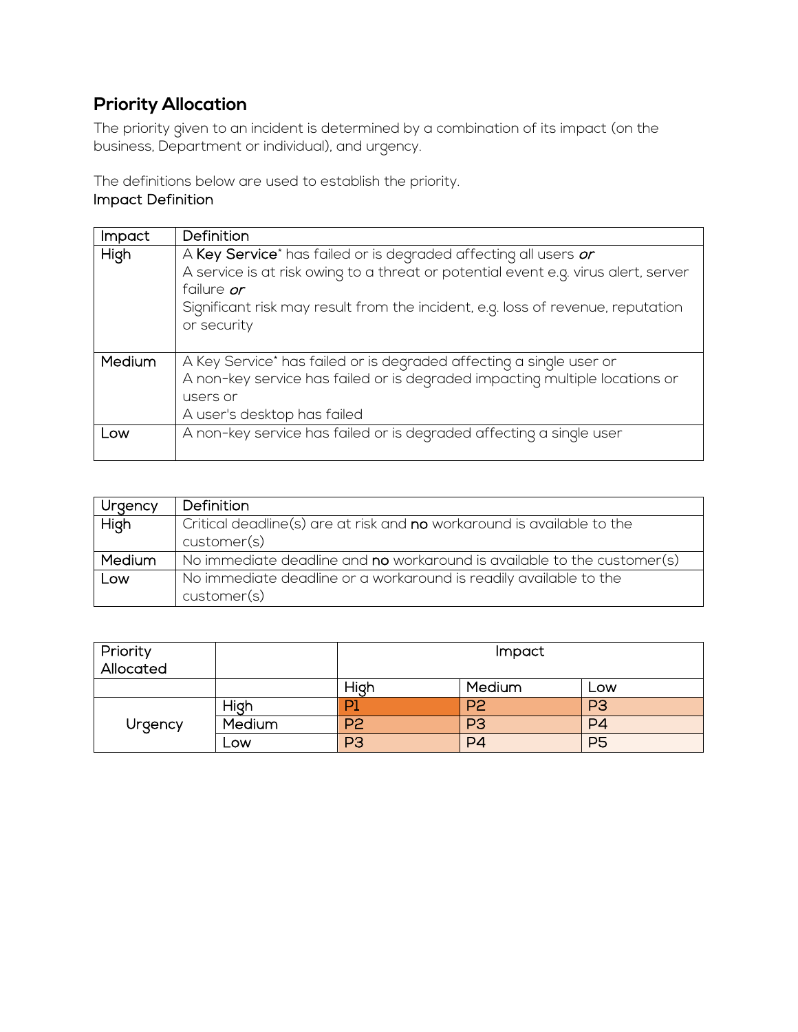## Priority Allocation

The priority given to an incident is determined by a combination of its impact (on the business, Department or individual), and urgency.

The definitions below are used to establish the priority.

### Impact Definition

| Impact | Definition |
|---|---|
| High | A **Key Service*** has failed or is degraded affecting all users ***or***<br>A service is at risk owing to a threat or potential event e.g. virus alert, server failure ***or***<br>Significant risk may result from the incident, e.g. loss of revenue, reputation or security |
| Medium | A Key Service* has failed or is degraded affecting a single user or<br>A non-key service has failed or is degraded impacting multiple locations or users or<br>A user's desktop has failed |
| Low | A non-key service has failed or is degraded affecting a single user |

| Urgency | Definition |
|---|---|
| High | Critical deadline(s) are at risk and **no** workaround is available to the customer(s) |
| Medium | No immediate deadline and **no** workaround is available to the customer(s) |
| Low | No immediate deadline or a workaround is readily available to the customer(s) |

| Priority Allocated | | Impact | | |
|---|---|---|---|---|
| | | High | Medium | Low |
| Urgency | High | P1 | P2 | P3 |
| | Medium | P2 | P3 | P4 |
| | Low | P3 | P4 | P5 |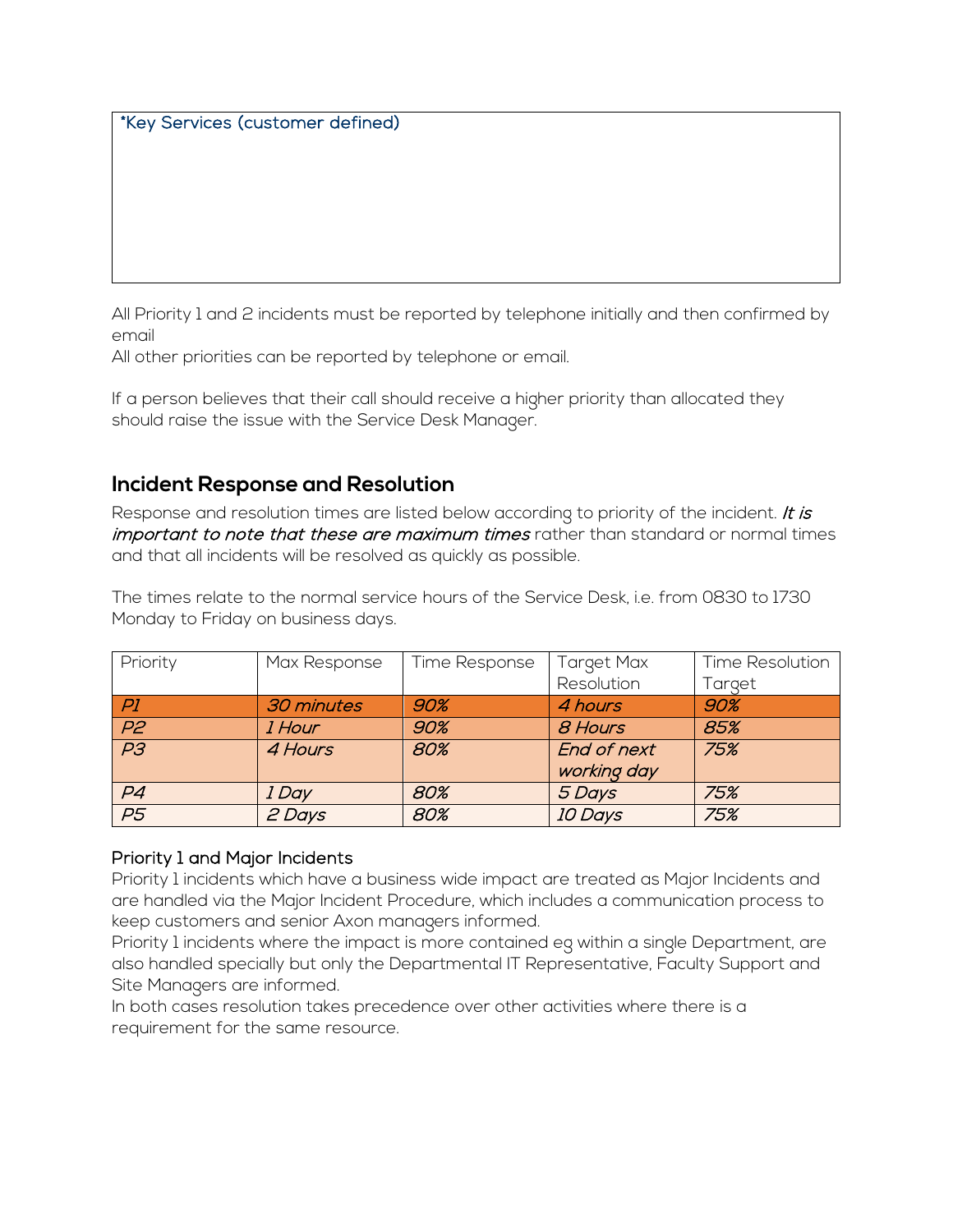| *Key Services (customer defined) |
| --- |
| |

All Priority 1 and 2 incidents must be reported by telephone initially and then confirmed by email
All other priorities can be reported by telephone or email.

If a person believes that their call should receive a higher priority than allocated they should raise the issue with the Service Desk Manager.

## Incident Response and Resolution

Response and resolution times are listed below according to priority of the incident. ***It is important to note that these are maximum times*** rather than standard or normal times and that all incidents will be resolved as quickly as possible.

The times relate to the normal service hours of the Service Desk, i.e. from 0830 to 1730 Monday to Friday on business days.

| Priority | Max Response | Time Response | Target Max Resolution | Time Resolution Target |
| --- | --- | --- | --- | --- |
| *P1* | *30 minutes* | *90%* | *4 hours* | *90%* |
| *P2* | *1 Hour* | *90%* | *8 Hours* | *85%* |
| *P3* | *4 Hours* | *80%* | *End of next working day* | *75%* |
| *P4* | *1 Day* | *80%* | *5 Days* | *75%* |
| *P5* | *2 Days* | *80%* | *10 Days* | *75%* |

### Priority 1 and Major Incidents

Priority 1 incidents which have a business wide impact are treated as Major Incidents and are handled via the Major Incident Procedure, which includes a communication process to keep customers and senior Axon managers informed.
Priority 1 incidents where the impact is more contained eg within a single Department, are also handled specially but only the Departmental IT Representative, Faculty Support and Site Managers are informed.
In both cases resolution takes precedence over other activities where there is a requirement for the same resource.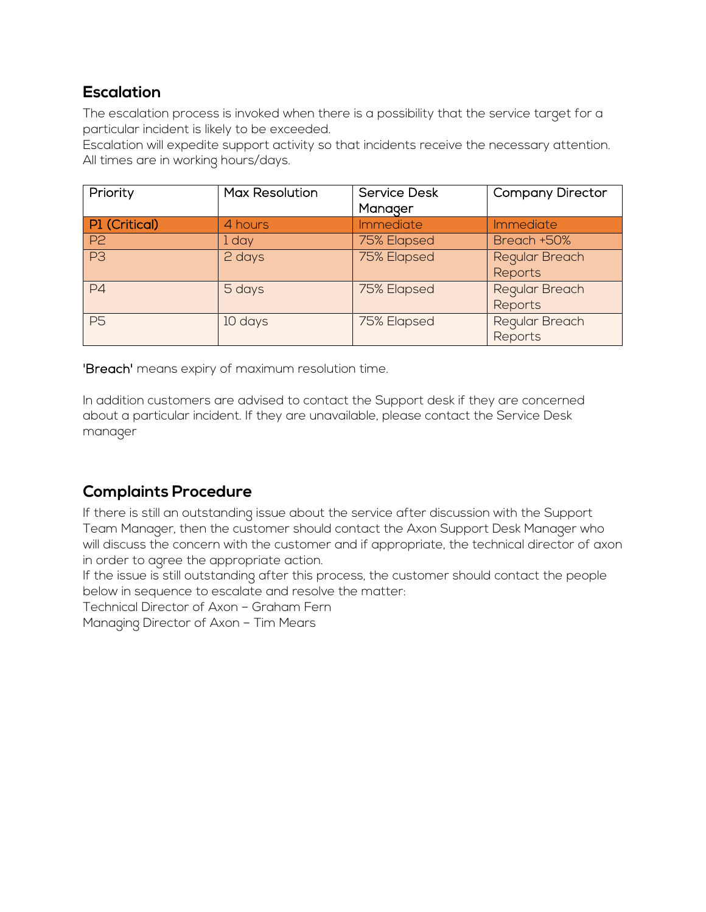## Escalation

The escalation process is invoked when there is a possibility that the service target for a particular incident is likely to be exceeded.
Escalation will expedite support activity so that incidents receive the necessary attention.
All times are in working hours/days.

| Priority | Max Resolution | Service Desk Manager | Company Director |
|---|---|---|---|
| P1 (Critical) | 4 hours | Immediate | Immediate |
| P2 | 1 day | 75% Elapsed | Breach +50% |
| P3 | 2 days | 75% Elapsed | Regular Breach Reports |
| P4 | 5 days | 75% Elapsed | Regular Breach Reports |
| P5 | 10 days | 75% Elapsed | Regular Breach Reports |

**'Breach'** means expiry of maximum resolution time.

In addition customers are advised to contact the Support desk if they are concerned about a particular incident. If they are unavailable, please contact the Service Desk manager

## Complaints Procedure

If there is still an outstanding issue about the service after discussion with the Support Team Manager, then the customer should contact the Axon Support Desk Manager who will discuss the concern with the customer and if appropriate, the technical director of axon in order to agree the appropriate action.
If the issue is still outstanding after this process, the customer should contact the people below in sequence to escalate and resolve the matter:
Technical Director of Axon – Graham Fern
Managing Director of Axon – Tim Mears